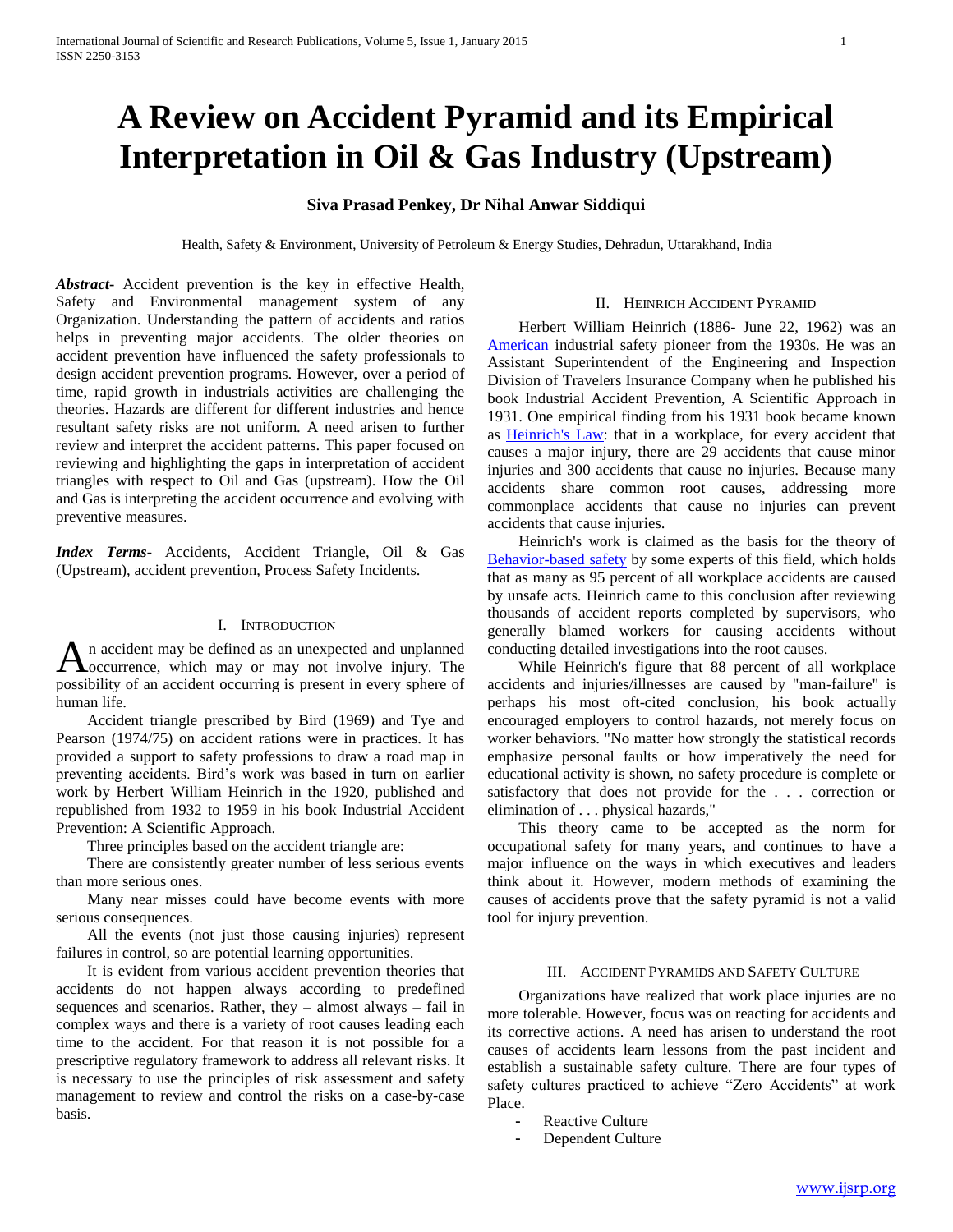# A Review on Accident Pyramid and its Empirical Interpretation in Oil & Gas Industry (Upstream)

**Siva Prasad Penkey, Dr Nihal Anwar Siddiqui**

Health, Safety & Environment, University of Petroleum & Energy Studies, Dehradun, Uttarakhand, India

***Abstract***- Accident prevention is the key in effective Health, Safety and Environmental management system of any Organization. Understanding the pattern of accidents and ratios helps in preventing major accidents. The older theories on accident prevention have influenced the safety professionals to design accident prevention programs. However, over a period of time, rapid growth in industrials activities are challenging the theories. Hazards are different for different industries and hence resultant safety risks are not uniform. A need arisen to further review and interpret the accident patterns. This paper focused on reviewing and highlighting the gaps in interpretation of accident triangles with respect to Oil and Gas (upstream). How the Oil and Gas is interpreting the accident occurrence and evolving with preventive measures.

***Index Terms***- Accidents, Accident Triangle, Oil & Gas (Upstream), accident prevention, Process Safety Incidents.

## I. Introduction

An accident may be defined as an unexpected and unplanned occurrence, which may or may not involve injury. The possibility of an accident occurring is present in every sphere of human life.

Accident triangle prescribed by Bird (1969) and Tye and Pearson (1974/75) on accident rations were in practices. It has provided a support to safety professions to draw a road map in preventing accidents. Bird's work was based in turn on earlier work by Herbert William Heinrich in the 1920, published and republished from 1932 to 1959 in his book Industrial Accident Prevention: A Scientific Approach.

Three principles based on the accident triangle are:

There are consistently greater number of less serious events than more serious ones.

Many near misses could have become events with more serious consequences.

All the events (not just those causing injuries) represent failures in control, so are potential learning opportunities.

It is evident from various accident prevention theories that accidents do not happen always according to predefined sequences and scenarios. Rather, they – almost always – fail in complex ways and there is a variety of root causes leading each time to the accident. For that reason it is not possible for a prescriptive regulatory framework to address all relevant risks. It is necessary to use the principles of risk assessment and safety management to review and control the risks on a case-by-case basis.

## II. Heinrich Accident Pyramid

Herbert William Heinrich (1886- June 22, 1962) was an American industrial safety pioneer from the 1930s. He was an Assistant Superintendent of the Engineering and Inspection Division of Travelers Insurance Company when he published his book Industrial Accident Prevention, A Scientific Approach in 1931. One empirical finding from his 1931 book became known as Heinrich's Law: that in a workplace, for every accident that causes a major injury, there are 29 accidents that cause minor injuries and 300 accidents that cause no injuries. Because many accidents share common root causes, addressing more commonplace accidents that cause no injuries can prevent accidents that cause injuries.

Heinrich's work is claimed as the basis for the theory of Behavior-based safety by some experts of this field, which holds that as many as 95 percent of all workplace accidents are caused by unsafe acts. Heinrich came to this conclusion after reviewing thousands of accident reports completed by supervisors, who generally blamed workers for causing accidents without conducting detailed investigations into the root causes.

While Heinrich's figure that 88 percent of all workplace accidents and injuries/illnesses are caused by "man-failure" is perhaps his most oft-cited conclusion, his book actually encouraged employers to control hazards, not merely focus on worker behaviors. "No matter how strongly the statistical records emphasize personal faults or how imperatively the need for educational activity is shown, no safety procedure is complete or satisfactory that does not provide for the . . . correction or elimination of . . . physical hazards,"

This theory came to be accepted as the norm for occupational safety for many years, and continues to have a major influence on the ways in which executives and leaders think about it. However, modern methods of examining the causes of accidents prove that the safety pyramid is not a valid tool for injury prevention.

## III. Accident Pyramids and Safety Culture

Organizations have realized that work place injuries are no more tolerable. However, focus was on reacting for accidents and its corrective actions. A need has arisen to understand the root causes of accidents learn lessons from the past incident and establish a sustainable safety culture. There are four types of safety cultures practiced to achieve "Zero Accidents" at work Place.

- Reactive Culture
- Dependent Culture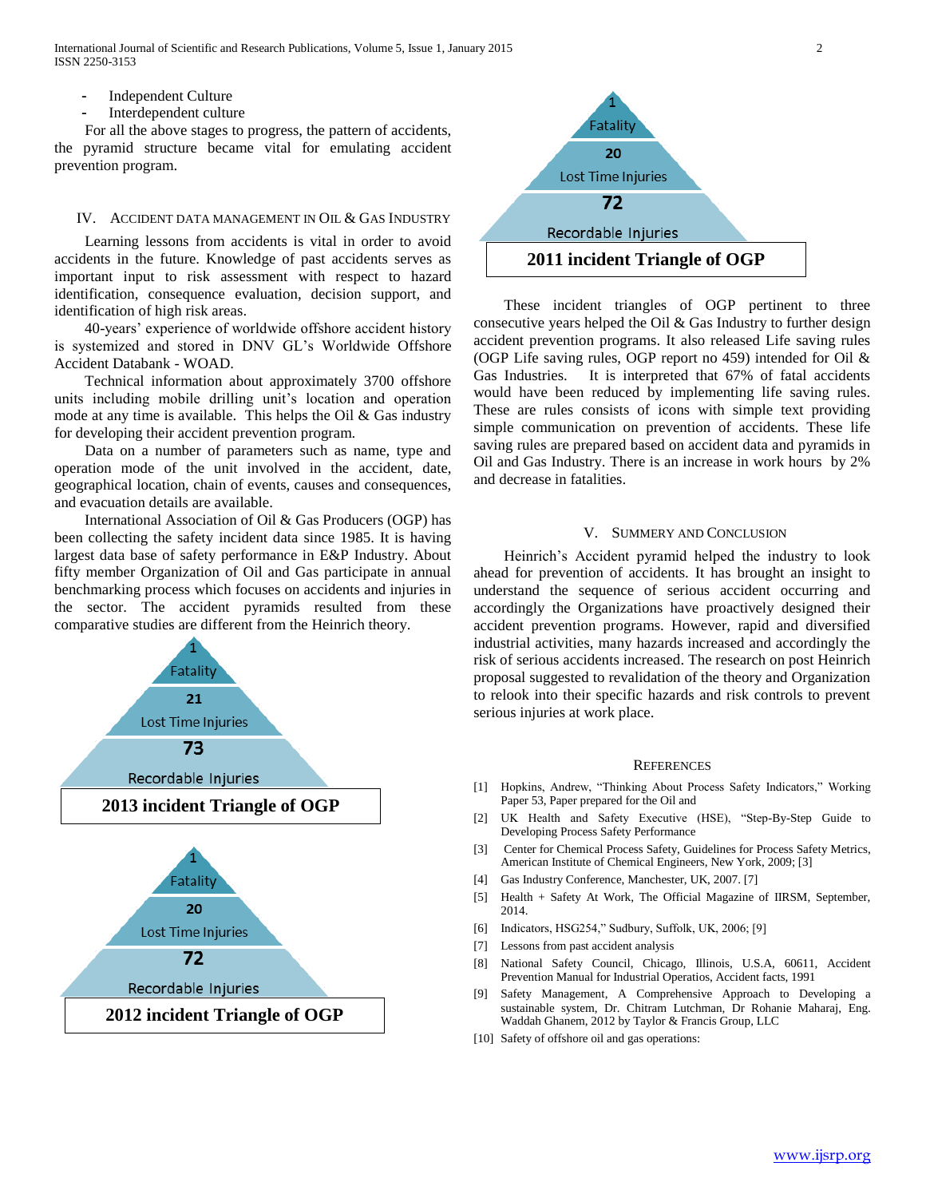- Independent Culture
- Interdependent culture

For all the above stages to progress, the pattern of accidents, the pyramid structure became vital for emulating accident prevention program.

## IV. Accident Data Management in Oil & Gas Industry

Learning lessons from accidents is vital in order to avoid accidents in the future. Knowledge of past accidents serves as important input to risk assessment with respect to hazard identification, consequence evaluation, decision support, and identification of high risk areas.

40-years' experience of worldwide offshore accident history is systemized and stored in DNV GL's Worldwide Offshore Accident Databank - WOAD.

Technical information about approximately 3700 offshore units including mobile drilling unit's location and operation mode at any time is available. This helps the Oil & Gas industry for developing their accident prevention program.

Data on a number of parameters such as name, type and operation mode of the unit involved in the accident, date, geographical location, chain of events, causes and consequences, and evacuation details are available.

International Association of Oil & Gas Producers (OGP) has been collecting the safety incident data since 1985. It is having largest data base of safety performance in E&P Industry. About fifty member Organization of Oil and Gas participate in annual benchmarking process which focuses on accidents and injuries in the sector. The accident pyramids resulted from these comparative studies are different from the Heinrich theory.

1
Fatality
21
Lost Time Injuries
73
Recordable Injuries

**2013 incident Triangle of OGP**

1
Fatality
20
Lost Time Injuries
72
Recordable Injuries

**2012 incident Triangle of OGP**

1
Fatality
20
Lost Time Injuries
72
Recordable Injuries

**2011 incident Triangle of OGP**

These incident triangles of OGP pertinent to three consecutive years helped the Oil & Gas Industry to further design accident prevention programs. It also released Life saving rules (OGP Life saving rules, OGP report no 459) intended for Oil & Gas Industries. It is interpreted that 67% of fatal accidents would have been reduced by implementing life saving rules. These are rules consists of icons with simple text providing simple communication on prevention of accidents. These life saving rules are prepared based on accident data and pyramids in Oil and Gas Industry. There is an increase in work hours by 2% and decrease in fatalities.

## V. Summery and Conclusion

Heinrich's Accident pyramid helped the industry to look ahead for prevention of accidents. It has brought an insight to understand the sequence of serious accident occurring and accordingly the Organizations have proactively designed their accident prevention programs. However, rapid and diversified industrial activities, many hazards increased and accordingly the risk of serious accidents increased. The research on post Heinrich proposal suggested to revalidation of the theory and Organization to relook into their specific hazards and risk controls to prevent serious injuries at work place.

## References

[1] Hopkins, Andrew, "Thinking About Process Safety Indicators," Working Paper 53, Paper prepared for the Oil and

[2] UK Health and Safety Executive (HSE), "Step-By-Step Guide to Developing Process Safety Performance

[3] Center for Chemical Process Safety, Guidelines for Process Safety Metrics, American Institute of Chemical Engineers, New York, 2009; [3]

[4] Gas Industry Conference, Manchester, UK, 2007. [7]

[5] Health + Safety At Work, The Official Magazine of IIRSM, September, 2014.

[6] Indicators, HSG254," Sudbury, Suffolk, UK, 2006; [9]

[7] Lessons from past accident analysis

[8] National Safety Council, Chicago, Illinois, U.S.A, 60611, Accident Prevention Manual for Industrial Operatios, Accident facts, 1991

[9] Safety Management, A Comprehensive Approach to Developing a sustainable system, Dr. Chitram Lutchman, Dr Rohanie Maharaj, Eng. Waddah Ghanem, 2012 by Taylor & Francis Group, LLC

[10] Safety of offshore oil and gas operations: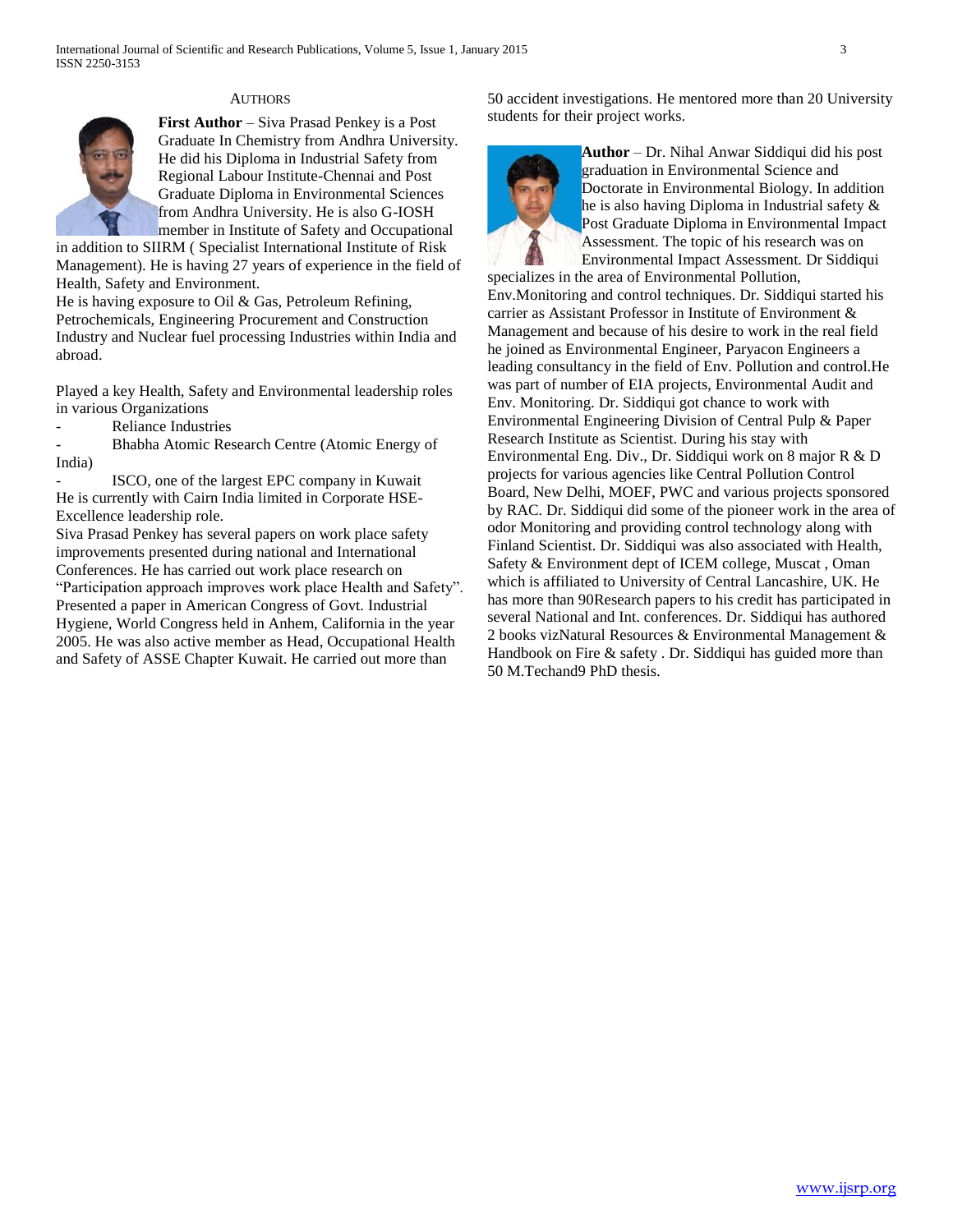## AUTHORS

**First Author** – Siva Prasad Penkey is a Post Graduate In Chemistry from Andhra University. He did his Diploma in Industrial Safety from Regional Labour Institute-Chennai and Post Graduate Diploma in Environmental Sciences from Andhra University. He is also G-IOSH member in Institute of Safety and Occupational in addition to SIIRM ( Specialist International Institute of Risk Management). He is having 27 years of experience in the field of Health, Safety and Environment.

He is having exposure to Oil & Gas, Petroleum Refining, Petrochemicals, Engineering Procurement and Construction Industry and Nuclear fuel processing Industries within India and abroad.

Played a key Health, Safety and Environmental leadership roles in various Organizations

- Reliance Industries
- Bhabha Atomic Research Centre (Atomic Energy of India)
- ISCO, one of the largest EPC company in Kuwait

He is currently with Cairn India limited in Corporate HSE-Excellence leadership role.

Siva Prasad Penkey has several papers on work place safety improvements presented during national and International Conferences. He has carried out work place research on "Participation approach improves work place Health and Safety". Presented a paper in American Congress of Govt. Industrial Hygiene, World Congress held in Anhem, California in the year 2005. He was also active member as Head, Occupational Health and Safety of ASSE Chapter Kuwait. He carried out more than 50 accident investigations. He mentored more than 20 University students for their project works.

**Author** – Dr. Nihal Anwar Siddiqui did his post graduation in Environmental Science and Doctorate in Environmental Biology. In addition he is also having Diploma in Industrial safety & Post Graduate Diploma in Environmental Impact Assessment. The topic of his research was on Environmental Impact Assessment. Dr Siddiqui specializes in the area of Environmental Pollution, Env.Monitoring and control techniques. Dr. Siddiqui started his carrier as Assistant Professor in Institute of Environment & Management and because of his desire to work in the real field he joined as Environmental Engineer, Paryacon Engineers a leading consultancy in the field of Env. Pollution and control.He was part of number of EIA projects, Environmental Audit and Env. Monitoring. Dr. Siddiqui got chance to work with Environmental Engineering Division of Central Pulp & Paper Research Institute as Scientist. During his stay with Environmental Eng. Div., Dr. Siddiqui work on 8 major R & D projects for various agencies like Central Pollution Control Board, New Delhi, MOEF, PWC and various projects sponsored by RAC. Dr. Siddiqui did some of the pioneer work in the area of odor Monitoring and providing control technology along with Finland Scientist. Dr. Siddiqui was also associated with Health, Safety & Environment dept of ICEM college, Muscat , Oman which is affiliated to University of Central Lancashire, UK. He has more than 90Research papers to his credit has participated in several National and Int. conferences. Dr. Siddiqui has authored 2 books vizNatural Resources & Environmental Management & Handbook on Fire & safety . Dr. Siddiqui has guided more than 50 M.Techand9 PhD thesis.